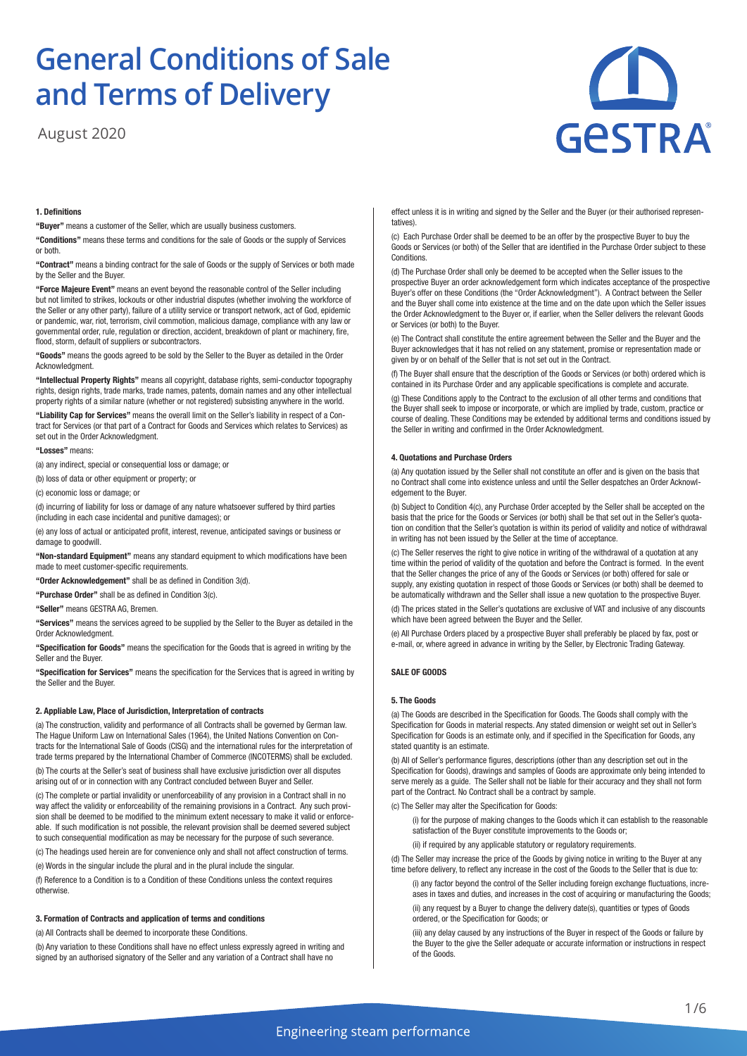# General Conditions of Sale and Terms of Delivery

August 2020

### 1. Definitions

**"Buyer"** means a customer of the Seller, which are usually business customers.

**"Conditions"** means these terms and conditions for the sale of Goods or the supply of Services or both.

**"Contract"** means a binding contract for the sale of Goods or the supply of Services or both made by the Seller and the Buyer.

**"Force Majeure Event"** means an event beyond the reasonable control of the Seller including but not limited to strikes, lockouts or other industrial disputes (whether involving the workforce of the Seller or any other party), failure of a utility service or transport network, act of God, epidemic or pandemic, war, riot, terrorism, civil commotion, malicious damage, compliance with any law or governmental order, rule, regulation or direction, accident, breakdown of plant or machinery, fire, flood, storm, default of suppliers or subcontractors.

**"Goods"** means the goods agreed to be sold by the Seller to the Buyer as detailed in the Order Acknowledgment.

**"Intellectual Property Rights"** means all copyright, database rights, semi-conductor topography rights, design rights, trade marks, trade names, patents, domain names and any other intellectual property rights of a similar nature (whether or not registered) subsisting anywhere in the world.

**"Liability Cap for Services"** means the overall limit on the Seller's liability in respect of a Contract for Services (or that part of a Contract for Goods and Services which relates to Services) as set out in the Order Acknowledgment.

**"Losses"** means:

(a) any indirect, special or consequential loss or damage; or

(b) loss of data or other equipment or property; or

(c) economic loss or damage; or

(d) incurring of liability for loss or damage of any nature whatsoever suffered by third parties (including in each case incidental and punitive damages); or

(e) any loss of actual or anticipated profit, interest, revenue, anticipated savings or business or damage to goodwill.

**"Non-standard Equipment"** means any standard equipment to which modifications have been made to meet customer-specific requirements.

**"Order Acknowledgement"** shall be as defined in Condition 3(d).

**"Purchase Order"** shall be as defined in Condition 3(c).

**"Seller"** means GESTRA AG, Bremen.

**"Services"** means the services agreed to be supplied by the Seller to the Buyer as detailed in the Order Acknowledgment.

**"Specification for Goods"** means the specification for the Goods that is agreed in writing by the Seller and the Buyer.

**"Specification for Services"** means the specification for the Services that is agreed in writing by the Seller and the Buyer.

### 2. Appliable Law, Place of Jurisdiction, Interpretation of contracts

(a) The construction, validity and performance of all Contracts shall be governed by German law. The Hague Uniform Law on International Sales (1964), the United Nations Convention on Contracts for the International Sale of Goods (CISG) and the international rules for the interpretation of trade terms prepared by the International Chamber of Commerce (INCOTERMS) shall be excluded.

(b) The courts at the Seller's seat of business shall have exclusive jurisdiction over all disputes arising out of or in connection with any Contract concluded between Buyer and Seller.

(c) The complete or partial invalidity or unenforceability of any provision in a Contract shall in no way affect the validity or enforceability of the remaining provisions in a Contract. Any such provision shall be deemed to be modified to the minimum extent necessary to make it valid or enforceable. If such modification is not possible, the relevant provision shall be deemed severed subject to such consequential modification as may be necessary for the purpose of such severance.

(c) The headings used herein are for convenience only and shall not affect construction of terms.

(e) Words in the singular include the plural and in the plural include the singular.

(f) Reference to a Condition is to a Condition of these Conditions unless the context requires otherwise.

### 3. Formation of Contracts and application of terms and conditions

(a) All Contracts shall be deemed to incorporate these Conditions.

(b) Any variation to these Conditions shall have no effect unless expressly agreed in writing and signed by an authorised signatory of the Seller and any variation of a Contract shall have no effect unless it is in writing and signed by the Seller and the Buyer (or their authorised representatives).

(c) Each Purchase Order shall be deemed to be an offer by the prospective Buyer to buy the Goods or Services (or both) of the Seller that are identified in the Purchase Order subject to these Conditions.

(d) The Purchase Order shall only be deemed to be accepted when the Seller issues to the prospective Buyer an order acknowledgement form which indicates acceptance of the prospective Buyer's offer on these Conditions (the "Order Acknowledgement"). A Contract between the Seller and the Buyer shall come into existence at the time and on the date upon which the Seller issues the Order Acknowledgment to the Buyer or, if earlier, when the Seller delivers the relevant Goods or Services (or both) to the Buyer.

(e) The Contract shall constitute the entire agreement between the Seller and the Buyer and the Buyer acknowledges that it has not relied on any statement, promise or representation made or given by or on behalf of the Seller that is not set out in the Contract.

(f) The Buyer shall ensure that the description of the Goods or Services (or both) ordered which is contained in its Purchase Order and any applicable specifications is complete and accurate.

(g) These Conditions apply to the Contract to the exclusion of all other terms and conditions that the Buyer shall seek to impose or incorporate, or which are implied by trade, custom, practice or course of dealing. These Conditions may be extended by additional terms and conditions issued by the Seller in writing and confirmed in the Order Acknowledgment.

### 4. Quotations and Purchase Orders

(a) Any quotation issued by the Seller shall not constitute an offer and is given on the basis that no Contract shall come into existence unless and until the Seller despatches an Order Acknowledgement to the Buyer.

(b) Subject to Condition 4(c), any Purchase Order accepted by the Seller shall be accepted on the basis that the price for the Goods or Services (or both) shall be that set out in the Seller's quotation on condition that the Seller's quotation is within its period of validity and notice of withdrawal in writing has not been issued by the Seller at the time of acceptance.

(c) The Seller reserves the right to give notice in writing of the withdrawal of a quotation at any time within the period of validity of the quotation and before the Contract is formed. In the event that the Seller changes the price of any of the Goods or Services (or both) offered for sale or supply, any existing quotation in respect of those Goods or Services (or both) shall be deemed to be automatically withdrawn and the Seller shall issue a new quotation to the prospective Buyer.

(d) The prices stated in the Seller's quotations are exclusive of VAT and inclusive of any discounts which have been agreed between the Buyer and the Seller.

(e) All Purchase Orders placed by a prospective Buyer shall preferably be placed by fax, post or e-mail, or, where agreed in advance in writing by the Seller, by Electronic Trading Gateway.

## SALE OF GOODS

### 5. The Goods

(a) The Goods are described in the Specification for Goods. The Goods shall comply with the Specification for Goods in material respects. Any stated dimension or weight set out in Seller's Specification for Goods is an estimate only, and if specified in the Specification for Goods, any stated quantity is an estimate.

(b) All of Seller's performance figures, descriptions (other than any description set out in the Specification for Goods), drawings and samples of Goods are approximate only being intended to serve merely as a guide. The Seller shall not be liable for their accuracy and they shall not form part of the Contract. No Contract shall be a contract by sample.

(c) The Seller may alter the Specification for Goods:

(i) for the purpose of making changes to the Goods which it can establish to the reasonable satisfaction of the Buyer constitute improvements to the Goods or;

(ii) if required by any applicable statutory or regulatory requirements.

(d) The Seller may increase the price of the Goods by giving notice in writing to the Buyer at any time before delivery, to reflect any increase in the cost of the Goods to the Seller that is due to:

(i) any factor beyond the control of the Seller including foreign exchange fluctuations, increases in taxes and duties, and increases in the cost of acquiring or manufacturing the Goods;

(ii) any request by a Buyer to change the delivery date(s), quantities or types of Goods ordered, or the Specification for Goods; or

(iii) any delay caused by any instructions of the Buyer in respect of the Goods or failure by the Buyer to the give the Seller adequate or accurate information or instructions in respect of the Goods.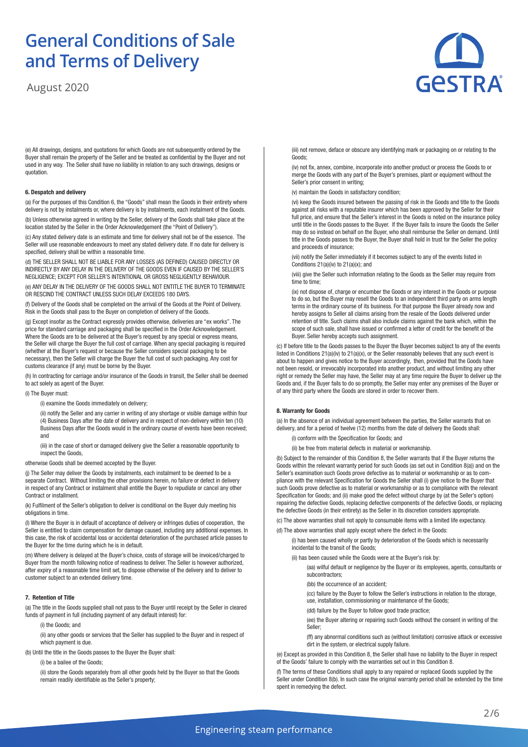(e) All drawings, designs, and quotations for which Goods are not subsequently ordered by the Buyer shall remain the property of the Seller and be treated as confidential by the Buyer and not used in any way. The Seller shall have no liability in relation to any such drawings, designs or quotation.

#### 6. Despatch and delivery

(a) For the purposes of this Condition 6, the "Goods" shall mean the Goods in their entirety where delivery is not by instalments or, where delivery is by instalments, each instalment of the Goods.

(b) Unless otherwise agreed in writing by the Seller, delivery of the Goods shall take place at the location stated by the Seller in the Order Acknowledgement (the "Point of Delivery").

(c) Any stated delivery date is an estimate and time for delivery shall not be of the essence. The Seller will use reasonable endeavours to meet any stated delivery date. If no date for delivery is specified, delivery shall be within a reasonable time.

(d) THE SELLER SHALL NOT BE LIABLE FOR ANY LOSSES (AS DEFINED) CAUSED DIRECTLY OR INDIRECTLY BY ANY DELAY IN THE DELIVERY OF THE GOODS EVEN IF CAUSED BY THE SELLER'S NEGLIGENCE; EXCEPT FOR SELLER'S INTENTIONAL OR GROSS NEGLIGENTLY BEHAVIOUR.

(e) ANY DELAY IN THE DELIVERY OF THE GOODS SHALL NOT ENTITLE THE BUYER TO TERMINATE OR RESCIND THE CONTRACT UNLESS SUCH DELAY EXCEEDS 180 DAYS.

(f) Delivery of the Goods shall be completed on the arrival of the Goods at the Point of Delivery. Risk in the Goods shall pass to the Buyer on completion of delivery of the Goods.

(g) Except insofar as the Contract expressly provides otherwise, deliveries are "ex works". The price for standard carriage and packaging shall be specified in the Order Acknowledgement. Where the Goods are to be delivered at the Buyer's request by any special or express means, the Seller will charge the Buyer the full cost of carriage. When any special packaging is required (whether at the Buyer's request or because the Seller considers special packaging to be necessary), then the Seller will charge the Buyer the full cost of such packaging. Any cost for customs clearance (if any) must be borne by the Buyer.

(h) In contracting for carriage and/or insurance of the Goods in transit, the Seller shall be deemed to act solely as agent of the Buyer.

(i) The Buyer must:

(i) examine the Goods immediately on delivery;

(ii) notify the Seller and any carrier in writing of any shortage or visible damage within four (4) Business Days after the date of delivery and in respect of non-delivery within ten (10) Business Days after the Goods would in the ordinary course of events have been received; and

(iii) in the case of short or damaged delivery give the Seller a reasonable opportunity to inspect the Goods,

otherwise Goods shall be deemed accepted by the Buyer.

(j) The Seller may deliver the Goods by instalments, each instalment to be deemed to be a separate Contract. Without limiting the other provisions herein, no failure or defect in delivery in respect of any Contract or instalment shall entitle the Buyer to repudiate or cancel any other Contract or installment.

(k) Fulfilment of the Seller's obligation to deliver is conditional on the Buyer duly meeting his obligations in time.

(l) Where the Buyer is in default of acceptance of delivery or infringes duties of cooperation, the Seller is entitled to claim compensation for damage caused, including any additional expenses. In this case, the risk of accidental loss or accidental deterioration of the purchased article passes to the Buyer for the time during which he is in default.

(m) Where delivery is delayed at the Buyer's choice, costs of storage will be invoiced/charged to Buyer from the month following notice of readiness to deliver. The Seller is however authorized, after expiry of a reasonable time limit set, to dispose otherwise of the delivery and to deliver to customer subject to an extended delivery time.

#### 7. Retention of Title

(a) The title in the Goods supplied shall not pass to the Buyer until receipt by the Seller in cleared funds of payment in full (including payment of any default interest) for:

(i) the Goods; and

(ii) any other goods or services that the Seller has supplied to the Buyer and in respect of which payment is due.

(b) Until the title in the Goods passes to the Buyer the Buyer shall:

(i) be a bailee of the Goods;

(ii) store the Goods separately from all other goods held by the Buyer so that the Goods remain readily identifiable as the Seller's property;

(iii) not remove, deface or obscure any identifying mark or packaging on or relating to the Goods;

(iv) not fix, annex, combine, incorporate into another product or process the Goods to or merge the Goods with any part of the Buyer's premises, plant or equipment without the Seller's prior consent in writing;

(v) maintain the Goods in satisfactory condition;

(vi) keep the Goods insured between the passing of risk in the Goods and title to the Goods against all risks with a reputable insurer which has been approved by the Seller for their full price, and ensure that the Seller's interest in the Goods is noted on the insurance policy until title in the Goods passes to the Buyer. If the Buyer fails to insure the Goods the Seller may do so instead on behalf on the Buyer, who shall reimburse the Seller on demand. Until title in the Goods passes to the Buyer, the Buyer shall hold in trust for the Seller the policy and proceeds of insurance;

(vii) notify the Seller immediately if it becomes subject to any of the events listed in Conditions 21(a)(iv) to 21(a)(x); and

(viii) give the Seller such information relating to the Goods as the Seller may require from time to time;

(ix) not dispose of, charge or encumber the Goods or any interest in the Goods or purpose to do so, but the Buyer may resell the Goods to an independent third party on arms length terms in the ordinary course of its business. For that purpose the Buyer already now and hereby assigns to Seller all claims arising from the resale of the Goods delivered under retention of title. Such claims shall also include claims against the bank which, within the scope of such sale, shall have issued or confirmed a letter of credit for the benefit of the Buyer. Seller hereby accepts such assignment.

(c) If before title to the Goods passes to the Buyer the Buyer becomes subject to any of the events listed in Conditions 21(a)(iv) to 21(a)(x), or the Seller reasonably believes that any such event is about to happen and gives notice to the Buyer accordingly, then, provided that the Goods have not been resold, or irrevocably incorporated into another product, and without limiting any other right or remedy the Seller may have, the Seller may at any time require the Buyer to deliver up the Goods and, if the Buyer fails to do so promptly, the Seller may enter any premises of the Buyer or of any third party where the Goods are stored in order to recover them.

#### 8. Warranty for Goods

(a) In the absence of an individual agreement between the parties, the Seller warrants that on delivery, and for a period of twelve (12) months from the date of delivery the Goods shall:

(i) conform with the Specification for Goods; and

(ii) be free from material defects in material or workmanship.

(b) Subject to the remainder of this Condition 8, the Seller warrants that if the Buyer returns the Goods within the relevant warranty period for such Goods (as set out in Condition 8(a)) and on the Seller's examination such Goods prove defective as to material or workmanship or as to compliance with the relevant Specification for Goods the Seller shall (i) give notice to the Buyer that such Goods prove defective as to material or workmanship or as to compliance with the relevant Specification for Goods; and (ii) make good the defect without charge by (at the Seller's option) repairing the defective Goods, replacing defective components of the defective Goods, or replacing the defective Goods (in their entirety) as the Seller in its discretion considers appropriate.

(c) The above warranties shall not apply to consumable items with a limited life expectancy.

(d) The above warranties shall apply except where the defect in the Goods:

(i) has been caused wholly or partly by deterioration of the Goods which is necessarily incidental to the transit of the Goods;

(ii) has been caused while the Goods were at the Buyer's risk by:

(aa) wilful default or negligence by the Buyer or its employees, agents, consultants or subcontractors;

(bb) the occurrence of an accident;

(cc) failure by the Buyer to follow the Seller's instructions in relation to the storage, use, installation, commissioning or maintenance of the Goods;

(dd) failure by the Buyer to follow good trade practice;

(ee) the Buyer altering or repairing such Goods without the consent in writing of the Seller;

(ff) any abnormal conditions such as (without limitation) corrosive attack or excessive dirt in the system, or electrical supply failure.

(e) Except as provided in this Condition 8, the Seller shall have no liability to the Buyer in respect of the Goods' failure to comply with the warranties set out in this Condition 8.

(f) The terms of these Conditions shall apply to any repaired or replaced Goods supplied by the Seller under Condition 8(b). In such case the original warranty period shall be extended by the time spent in remedying the defect.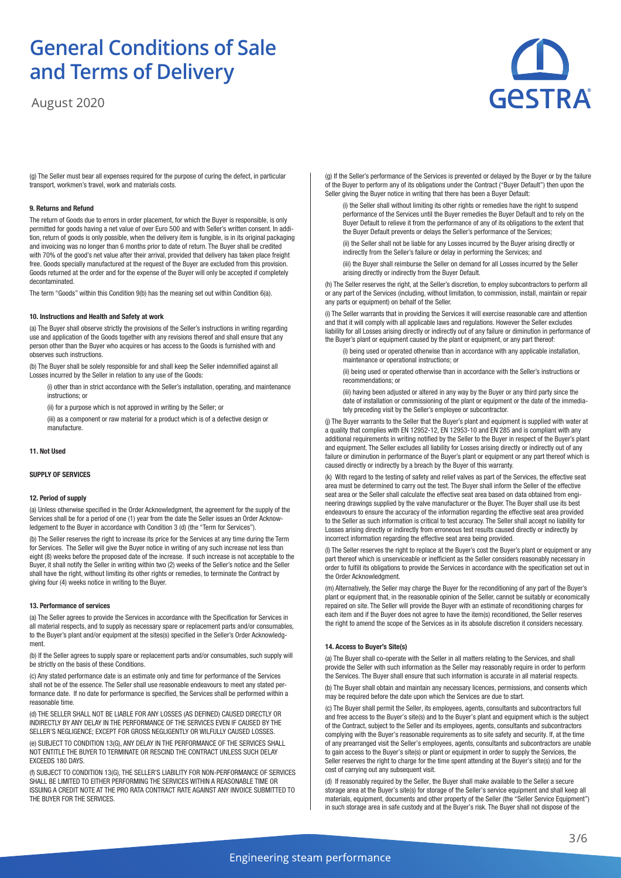(g) The Seller must bear all expenses required for the purpose of curing the defect, in particular transport, workmen's travel, work and materials costs.

#### 9. Returns and Refund

The return of Goods due to errors in order placement, for which the Buyer is responsible, is only permitted for goods having a net value of over Euro 500 and with Seller's written consent. In addition, return of goods is only possible, when the delivery item is fungible, is in its original packaging and invoicing was no longer than 6 months prior to date of return. The Buyer shall be credited with 70% of the good's net value after their arrival, provided that delivery has taken place freight free. Goods specially manufactured at the request of the Buyer are excluded from this provision. Goods returned at the order and for the expense of the Buyer will only be accepted if completely decontaminated.

The term "Goods" within this Condition 9(b) has the meaning set out within Condition 6(a).

#### 10. Instructions and Health and Safety at work

(a) The Buyer shall observe strictly the provisions of the Seller's instructions in writing regarding use and application of the Goods together with any revisions thereof and shall ensure that any person other than the Buyer who acquires or has access to the Goods is furnished with and observes such instructions.

(b) The Buyer shall be solely responsible for and shall keep the Seller indemnified against all Losses incurred by the Seller in relation to any use of the Goods:

(i) other than in strict accordance with the Seller's installation, operating, and maintenance instructions; or

(ii) for a purpose which is not approved in writing by the Seller; or

(iii) as a component or raw material for a product which is of a defective design or manufacture.

#### 11. Not Used

### SUPPLY OF SERVICES

#### 12. Period of supply

(a) Unless otherwise specified in the Order Acknowledgment, the agreement for the supply of the Services shall be for a period of one (1) year from the date the Seller issues an Order Acknowledgement to the Buyer in accordance with Condition 3 (d) (the "Term for Services").

(b) The Seller reserves the right to increase its price for the Services at any time during the Term for Services. The Seller will give the Buyer notice in writing of any such increase not less than eight (8) weeks before the proposed date of the increase. If such increase is not acceptable to the Buyer, it shall notify the Seller in writing within two (2) weeks of the Seller's notice and the Seller shall have the right, without limiting its other rights or remedies, to terminate the Contract by giving four (4) weeks notice in writing to the Buyer.

#### 13. Performance of services

(a) The Seller agrees to provide the Services in accordance with the Specification for Services in all material respects, and to supply as necessary spare or replacement parts and/or consumables, to the Buyer's plant and/or equipment at the sites(s) specified in the Seller's Order Acknowledgment.

(b) If the Seller agrees to supply spare or replacement parts and/or consumables, such supply will be strictly on the basis of these Conditions.

(c) Any stated performance date is an estimate only and time for performance of the Services shall not be of the essence. The Seller shall use reasonable endeavours to meet any stated performance date. If no date for performance is specified, the Services shall be performed within a reasonable time.

(d) THE SELLER SHALL NOT BE LIABLE FOR ANY LOSSES (AS DEFINED) CAUSED DIRECTLY OR INDIRECTLY BY ANY DELAY IN THE PERFORMANCE OF THE SERVICES EVEN IF CAUSED BY THE SELLER'S NEGLIGENCE; EXCEPT FOR GROSS NEGLIGENTLY OR WILFULLY CAUSED LOSSES.

(e) SUBJECT TO CONDITION 13(G), ANY DELAY IN THE PERFORMANCE OF THE SERVICES SHALL NOT ENTITLE THE BUYER TO TERMINATE OR RESCIND THE CONTRACT UNLESS SUCH DELAY EXCEEDS 180 DAYS.

(f) SUBJECT TO CONDITION 13(G), THE SELLER'S LIABILITY FOR NON-PERFORMANCE OF SERVICES SHALL BE LIMITED TO EITHER PERFORMING THE SERVICES WITHIN A REASONABLE TIME OR ISSUING A CREDIT NOTE AT THE PRO RATA CONTRACT RATE AGAINST ANY INVOICE SUBMITTED TO THE BUYER FOR THE SERVICES.

(g) If the Seller's performance of the Services is prevented or delayed by the Buyer or by the failure of the Buyer to perform any of its obligations under the Contract ("Buyer Default") then upon the Seller giving the Buyer notice in writing that there has been a Buyer Default:

(i) the Seller shall without limiting its other rights or remedies have the right to suspend performance of the Services until the Buyer remedies the Buyer Default and to rely on the Buyer Default to relieve it from the performance of any of its obligations to the extent that the Buyer Default prevents or delays the Seller's performance of the Services;

(ii) the Seller shall not be liable for any Losses incurred by the Buyer arising directly or indirectly from the Seller's failure or delay in performing the Services; and

(iii) the Buyer shall reimburse the Seller on demand for all Losses incurred by the Seller arising directly or indirectly from the Buyer Default.

(h) The Seller reserves the right, at the Seller's discretion, to employ subcontractors to perform all or any part of the Services (including, without limitation, to commission, install, maintain or repair any parts or equipment) on behalf of the Seller.

(i) The Seller warrants that in providing the Services it will exercise reasonable care and attention and that it will comply with all applicable laws and regulations. However the Seller excludes liability for all Losses arising directly or indirectly out of any failure or diminution in performance of the Buyer's plant or equipment caused by the plant or equipment, or any part thereof:

(i) being used or operated otherwise than in accordance with any applicable installation, maintenance or operational instructions; or

(ii) being used or operated otherwise than in accordance with the Seller's instructions or recommendations; or

(iii) having been adjusted or altered in any way by the Buyer or any third party since the date of installation or commissioning of the plant or equipment or the date of the immediately preceding visit by the Seller's employee or subcontractor.

(j) The Buyer warrants to the Seller that the Buyer's plant and equipment is supplied with water at a quality that complies with EN 12952-12, EN 12953-10 and EN 285 and is compliant with any additional requirements in writing notified by the Seller to the Buyer in respect of the Buyer's plant and equipment. The Seller excludes all liability for Losses arising directly or indirectly out of any failure or diminution in performance of the Buyer's plant or equipment or any part thereof which is caused directly or indirectly by a breach by the Buyer of this warranty.

(k) With regard to the testing of safety and relief valves as part of the Services, the effective seat area must be determined to carry out the test. The Buyer shall inform the Seller of the effective seat area or the Seller shall calculate the effective seat area based on data obtained from engineering drawings supplied by the valve manufacturer or the Buyer. The Buyer shall use its best endeavours to ensure the accuracy of the information regarding the effective seat area provided to the Seller as such information is critical to test accuracy. The Seller shall accept no liability for Losses arising directly or indirectly from erroneous test results caused directly or indirectly by incorrect information regarding the effective seat area being provided.

(l) The Seller reserves the right to replace at the Buyer's cost the Buyer's plant or equipment or any part thereof which is unserviceable or inefficient as the Seller considers reasonably necessary in order to fulfill its obligations to provide the Services in accordance with the specification set out in the Order Acknowledgment.

(m) Alternatively, the Seller may charge the Buyer for the reconditioning of any part of the Buyer's plant or equipment that, in the reasonable opinion of the Seller, cannot be suitably or economically repaired on site. The Seller will provide the Buyer with an estimate of reconditioning charges for each item and if the Buyer does not agree to have the item(s) reconditioned, the Seller reserves the right to amend the scope of the Services as in its absolute discretion it considers necessary.

#### 14. Access to Buyer's Site(s)

(a) The Buyer shall co-operate with the Seller in all matters relating to the Services, and shall provide the Seller with such information as the Seller may reasonably require in order to perform the Services. The Buyer shall ensure that such information is accurate in all material respects.

(b) The Buyer shall obtain and maintain any necessary licences, permissions, and consents which may be required before the date upon which the Services are due to start.

(c) The Buyer shall permit the Seller, its employees, agents, consultants and subcontractors full and free access to the Buyer's site(s) and to the Buyer's plant and equipment which is the subject of the Contract, subject to the Seller and its employees, agents, consultants and subcontractors complying with the Buyer's reasonable requirements as to site safety and security. If, at the time of any prearranged visit the Seller's employees, agents, consultants and subcontractors are unable to gain access to the Buyer's site(s) or plant or equipment in order to supply the Services, the Seller reserves the right to charge for the time spent attending at the Buyer's site(s) and for the cost of carrying out any subsequent visit.

(d) If reasonably required by the Seller, the Buyer shall make available to the Seller a secure storage area at the Buyer's site(s) for storage of the Seller's service equipment and shall keep all materials, equipment, documents and other property of the Seller (the "Seller Service Equipment") in such storage area in safe custody and at the Buyer's risk. The Buyer shall not dispose of the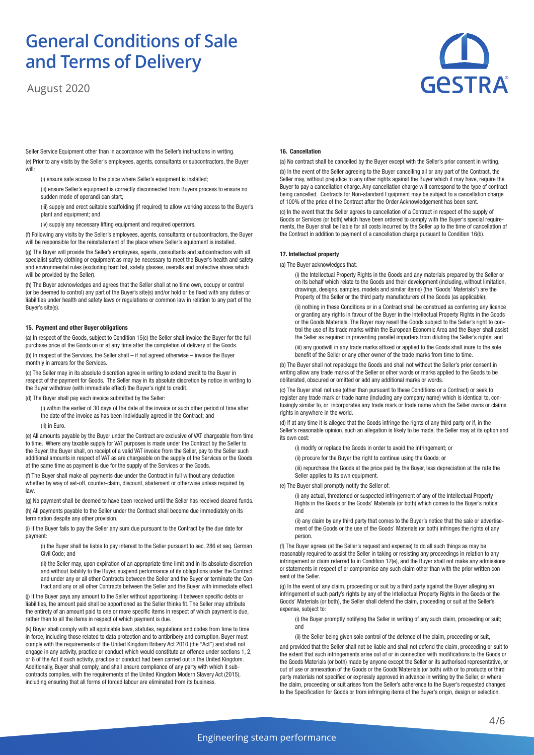Seller Service Equipment other than in accordance with the Seller's instructions in writing.

(e) Prior to any visits by the Seller's employees, agents, consultants or subcontractors, the Buyer will:

(i) ensure safe access to the place where Seller's equipment is installed;

(ii) ensure Seller's equipment is correctly disconnected from Buyers process to ensure no sudden mode of operandi can start;

(iii) supply and erect suitable scaffolding (if required) to allow working access to the Buyer's plant and equipment; and

(iv) supply any necessary lifting equipment and required operators.

(f) Following any visits by the Seller's employees, agents, consultants or subcontractors, the Buyer will be responsible for the reinstatement of the place where Seller's equipment is installed.

(g) The Buyer will provide the Seller's employees, agents, consultants and subcontractors with all specialist safety clothing or equipment as may be necessary to meet the Buyer's health and safety and environmental rules (excluding hard hat, safety glasses, overalls and protective shoes which will be provided by the Seller).

(h) The Buyer acknowledges and agrees that the Seller shall at no time own, occupy or control (or be deemed to control) any part of the Buyer's site(s) and/or hold or be fixed with any duties or liabilities under health and safety laws or regulations or common law in relation to any part of the Buyer's site(s).

**15. Payment and other Buyer obligations**

(a) In respect of the Goods, subject to Condition 15(c) the Seller shall invoice the Buyer for the full purchase price of the Goods on or at any time after the completion of delivery of the Goods.

(b) In respect of the Services, the Seller shall – if not agreed otherwise – invoice the Buyer monthly in arrears for the Services.

(c) The Seller may in its absolute discretion agree in writing to extend credit to the Buyer in respect of the payment for Goods. The Seller may in its absolute discretion by notice in writing to the Buyer withdraw (with immediate effect) the Buyer's right to credit.

(d) The Buyer shall pay each invoice submitted by the Seller:

(i) within the earlier of 30 days of the date of the invoice or such other period of time after the date of the invoice as has been individually agreed in the Contract; and

(ii) in Euro.

(e) All amounts payable by the Buyer under the Contract are exclusive of VAT chargeable from time to time. Where any taxable supply for VAT purposes is made under the Contract by the Seller to the Buyer, the Buyer shall, on receipt of a valid VAT invoice from the Seller, pay to the Seller such additional amounts in respect of VAT as are chargeable on the supply of the Services or the Goods at the same time as payment is due for the supply of the Services or the Goods.

(f) The Buyer shall make all payments due under the Contract in full without any deduction whether by way of set-off, counter-claim, discount, abatement or otherwise unless required by law.

(g) No payment shall be deemed to have been received until the Seller has received cleared funds.

(h) All payments payable to the Seller under the Contract shall become due immediately on its termination despite any other provision.

(i) If the Buyer fails to pay the Seller any sum due pursuant to the Contract by the due date for payment:

(i) the Buyer shall be liable to pay interest to the Seller pursuant to sec. 286 et seq. German Civil Code; and

(ii) the Seller may, upon expiration of an appropriate time limit and in its absolute discretion and without liability to the Buyer, suspend performance of its obligations under the Contract and under any or all other Contracts between the Seller and the Buyer or terminate the Contract and any or all other Contracts between the Seller and the Buyer with immediate effect.

(j) If the Buyer pays any amount to the Seller without apportioning it between specific debts or liabilities, the amount paid shall be apportioned as the Seller thinks fit. The Seller may attribute the entirety of an amount paid to one or more specific items in respect of which payment is due, rather than to all the items in respect of which payment is due.

(k) Buyer shall comply with all applicable laws, statutes, regulations and codes from time to time in force, including those related to data protection and to antibribery and corruption. Buyer must comply with the requirements of the United Kingdom Bribery Act 2010 (the "Act") and shall not engage in any activity, practice or conduct which would constitute an offence under sections 1, 2, or 6 of the Act if such activity, practice or conduct had been carried out in the United Kingdom. Additionally, Buyer shall comply, and shall ensure compliance of any party with which it subcontracts complies, with the requirements of the United Kingdom Modern Slavery Act (2015), including ensuring that all forms of forced labour are eliminated from its business.

**16. Cancellation**

(a) No contract shall be cancelled by the Buyer except with the Seller's prior consent in writing.

(b) In the event of the Seller agreeing to the Buyer cancelling all or any part of the Contract, the Seller may, without prejudice to any other rights against the Buyer which it may have, require the Buyer to pay a cancellation charge. Any cancellation charge will correspond to the type of contract being cancelled. Contracts for Non-standard Equipment may be subject to a cancellation charge of 100% of the price of the Contract after the Order Acknowledgement has been sent.

(c) In the event that the Seller agrees to cancellation of a Contract in respect of the supply of Goods or Services (or both) which have been ordered to comply with the Buyer's special requirements, the Buyer shall be liable for all costs incurred by the Seller up to the time of cancellation of the Contract in addition to payment of a cancellation charge pursuant to Condition 16(b).

**17. Intellectual property**

(a) The Buyer acknowledges that:

(i) the Intellectual Property Rights in the Goods and any materials prepared by the Seller or on its behalf which relate to the Goods and their development (including, without limitation, drawings, designs, samples, models and similar items) (the "Goods' Materials") are the Property of the Seller or the third party manufacturers of the Goods (as applicable);

(ii) nothing in these Conditions or in a Contract shall be construed as conferring any licence or granting any rights in favour of the Buyer in the Intellectual Property Rights in the Goods or the Goods Materials. The Buyer may resell the Goods subject to the Seller's right to control the use of its trade marks within the European Economic Area and the Buyer shall assist the Seller as required in preventing parallel importers from diluting the Seller's rights; and

(iii) any goodwill in any trade marks affixed or applied to the Goods shall inure to the sole benefit of the Seller or any other owner of the trade marks from time to time.

(b) The Buyer shall not repackage the Goods and shall not without the Seller's prior consent in writing allow any trade marks of the Seller or other words or marks applied to the Goods to be obliterated, obscured or omitted or add any additional marks or words.

(c) The Buyer shall not use (other than pursuant to these Conditions or a Contract) or seek to register any trade mark or trade name (including any company name) which is identical to, confusingly similar to, or incorporates any trade mark or trade name which the Seller owns or claims rights in anywhere in the world.

(d) If at any time it is alleged that the Goods infringe the rights of any third party or if, in the Seller's reasonable opinion, such an allegation is likely to be made, the Seller may at its option and its own cost:

(i) modify or replace the Goods in order to avoid the infringement; or

(ii) procure for the Buyer the right to continue using the Goods; or

(iii) repurchase the Goods at the price paid by the Buyer, less depreciation at the rate the Seller applies to its own equipment.

(e) The Buyer shall promptly notify the Seller of:

(i) any actual, threatened or suspected infringement of any of the Intellectual Property Rights in the Goods or the Goods' Materials (or both) which comes to the Buyer's notice; and

(ii) any claim by any third party that comes to the Buyer's notice that the sale or advertisement of the Goods or the use of the Goods' Materials (or both) infringes the rights of any person.

(f) The Buyer agrees (at the Seller's request and expense) to do all such things as may be reasonably required to assist the Seller in taking or resisting any proceedings in relation to any infringement or claim referred to in Condition 17(e), and the Buyer shall not make any admissions or statements in respect of or compromise any such claim other than with the prior written consent of the Seller.

(g) In the event of any claim, proceeding or suit by a third party against the Buyer alleging an infringement of such party's rights by any of the Intellectual Property Rights in the Goods or the Goods' Materials (or both), the Seller shall defend the claim, proceeding or suit at the Seller's expense, subject to:

(i) the Buyer promptly notifying the Seller in writing of any such claim, proceeding or suit; and

(ii) the Seller being given sole control of the defence of the claim, proceeding or suit,

and provided that the Seller shall not be liable and shall not defend the claim, proceeding or suit to the extent that such infringements arise out of or in connection with modifications to the Goods or the Goods Materials (or both) made by anyone except the Seller or its authorised representative, or out of use or annexation of the Goods or the Goods'Materials (or both) with or to products or third party materials not specified or expressly approved in advance in writing by the Seller, or where the claim, proceeding or suit arises from the Seller's adherence to the Buyer's requested changes to the Specification for Goods or from infringing items of the Buyer's origin, design or selection.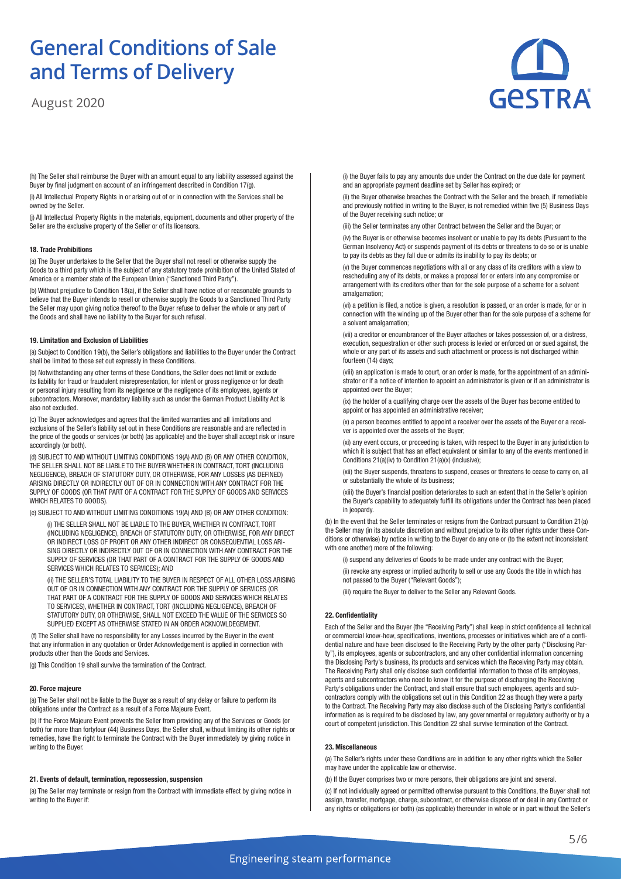(h) The Seller shall reimburse the Buyer with an amount equal to any liability assessed against the Buyer by final judgment on account of an infringement described in Condition 17(g).

(i) All Intellectual Property Rights in or arising out of or in connection with the Services shall be owned by the Seller.

(j) All Intellectual Property Rights in the materials, equipment, documents and other property of the Seller are the exclusive property of the Seller or of its licensors.

#### 18. Trade Prohibitions

(a) The Buyer undertakes to the Seller that the Buyer shall not resell or otherwise supply the Goods to a third party which is the subject of any statutory trade prohibition of the United Stated of America or a member state of the European Union ("Sanctioned Third Party").

(b) Without prejudice to Condition 18(a), if the Seller shall have notice of or reasonable grounds to believe that the Buyer intends to resell or otherwise supply the Goods to a Sanctioned Third Party the Seller may upon giving notice thereof to the Buyer refuse to deliver the whole or any part of the Goods and shall have no liability to the Buyer for such refusal.

#### 19. Limitation and Exclusion of Liabilities

(a) Subject to Condition 19(b), the Seller's obligations and liabilities to the Buyer under the Contract shall be limited to those set out expressly in these Conditions.

(b) Notwithstanding any other terms of these Conditions, the Seller does not limit or exclude its liability for fraud or fraudulent misrepresentation, for intent or gross negligence or for death or personal injury resulting from its negligence or the negligence of its employees, agents or subcontractors. Moreover, mandatory liability such as under the German Product Liability Act is also not excluded.

(c) The Buyer acknowledges and agrees that the limited warranties and all limitations and exclusions of the Seller's liability set out in these Conditions are reasonable and are reflected in the price of the goods or services (or both) (as applicable) and the buyer shall accept risk or insure accordingly (or both).

(d) SUBJECT TO AND WITHOUT LIMITING CONDITIONS 19(A) AND (B) OR ANY OTHER CONDITION, THE SELLER SHALL NOT BE LIABLE TO THE BUYER WHETHER IN CONTRACT, TORT (INCLUDING NEGLIGENCE), BREACH OF STATUTORY DUTY, OR OTHERWISE, FOR ANY LOSSES (AS DEFINED) ARISING DIRECTLY OR INDIRECTLY OUT OF OR IN CONNECTION WITH ANY CONTRACT FOR THE SUPPLY OF GOODS (OR THAT PART OF A CONTRACT FOR THE SUPPLY OF GOODS AND SERVICES WHICH RELATES TO GOODS).

(e) SUBJECT TO AND WITHOUT LIMITING CONDITIONS 19(A) AND (B) OR ANY OTHER CONDITION:

(i) THE SELLER SHALL NOT BE LIABLE TO THE BUYER, WHETHER IN CONTRACT, TORT (INCLUDING NEGLIGENCE), BREACH OF STATUTORY DUTY, OR OTHERWISE, FOR ANY DIRECT OR INDIRECT LOSS OF PROFIT OR ANY OTHER INDIRECT OR CONSEQUENTIAL LOSS ARISING DIRECTLY OR INDIRECTLY OUT OF OR IN CONNECTION WITH ANY CONTRACT FOR THE SUPPLY OF SERVICES (OR THAT PART OF A CONTRACT FOR THE SUPPLY OF GOODS AND SERVICES WHICH RELATES TO SERVICES); AND

(ii) THE SELLER'S TOTAL LIABILITY TO THE BUYER IN RESPECT OF ALL OTHER LOSS ARISING OUT OF OR IN CONNECTION WITH ANY CONTRACT FOR THE SUPPLY OF SERVICES (OR THAT PART OF A CONTRACT FOR THE SUPPLY OF GOODS AND SERVICES WHICH RELATES TO SERVICES), WHETHER IN CONTRACT, TORT (INCLUDING NEGLIGENCE), BREACH OF STATUTORY DUTY, OR OTHERWISE, SHALL NOT EXCEED THE VALUE OF THE SERVICES SO SUPPLIED EXCEPT AS OTHERWISE STATED IN AN ORDER ACKNOWLEDGEMENT.

(f) The Seller shall have no responsibility for any Losses incurred by the Buyer in the event that any information in any quotation or Order Acknowledgement is applied in connection with products other than the Goods and Services.

(g) This Condition 19 shall survive the termination of the Contract.

#### 20. Force majeure

(a) The Seller shall not be liable to the Buyer as a result of any delay or failure to perform its obligations under the Contract as a result of a Force Majeure Event.

(b) If the Force Majeure Event prevents the Seller from providing any of the Services or Goods (or both) for more than fortyfour (44) Business Days, the Seller shall, without limiting its other rights or remedies, have the right to terminate the Contract with the Buyer immediately by giving notice in writing to the Buyer.

#### 21. Events of default, termination, repossession, suspension

(a) The Seller may terminate or resign from the Contract with immediate effect by giving notice in writing to the Buyer if:

(i) the Buyer fails to pay any amounts due under the Contract on the due date for payment and an appropriate payment deadline set by Seller has expired; or

(ii) the Buyer otherwise breaches the Contract with the Seller and the breach, if remediable and previously notified in writing to the Buyer, is not remedied within five (5) Business Days of the Buyer receiving such notice; or

(iii) the Seller terminates any other Contract between the Seller and the Buyer; or

(iv) the Buyer is or otherwise becomes insolvent or unable to pay its debts (Pursuant to the German Insolvency Act) or suspends payment of its debts or threatens to do so or is unable to pay its debts as they fall due or admits its inability to pay its debts; or

(v) the Buyer commences negotiations with all or any class of its creditors with a view to rescheduling any of its debts, or makes a proposal for or enters into any compromise or arrangement with its creditors other than for the sole purpose of a scheme for a solvent amalgamation;

(vi) a petition is filed, a notice is given, a resolution is passed, or an order is made, for or in connection with the winding up of the Buyer other than for the sole purpose of a scheme for a solvent amalgamation;

(vii) a creditor or encumbrancer of the Buyer attaches or takes possession of, or a distress, execution, sequestration or other such process is levied or enforced on or sued against, the whole or any part of its assets and such attachment or process is not discharged within fourteen (14) days;

(viii) an application is made to court, or an order is made, for the appointment of an administrator or if a notice of intention to appoint an administrator is given or if an administrator is appointed over the Buyer;

(ix) the holder of a qualifying charge over the assets of the Buyer has become entitled to appoint or has appointed an administrative receiver;

(x) a person becomes entitled to appoint a receiver over the assets of the Buyer or a receiver is appointed over the assets of the Buyer;

(xi) any event occurs, or proceeding is taken, with respect to the Buyer in any jurisdiction to which it is subject that has an effect equivalent or similar to any of the events mentioned in Conditions 21(a)(iv) to Condition 21(a)(x) (inclusive);

(xii) the Buyer suspends, threatens to suspend, ceases or threatens to cease to carry on, all or substantially the whole of its business;

(xiii) the Buyer's financial position deteriorates to such an extent that in the Seller's opinion the Buyer's capability to adequately fulfill its obligations under the Contract has been placed in jeopardy.

(b) In the event that the Seller terminates or resigns from the Contract pursuant to Condition 21(a) the Seller may (in its absolute discretion and without prejudice to its other rights under these Conditions or otherwise) by notice in writing to the Buyer do any one or (to the extent not inconsistent with one another) more of the following:

(i) suspend any deliveries of Goods to be made under any contract with the Buyer;

(ii) revoke any express or implied authority to sell or use any Goods the title in which has not passed to the Buyer ("Relevant Goods");

(iii) require the Buyer to deliver to the Seller any Relevant Goods.

#### 22. Confidentiality

Each of the Seller and the Buyer (the "Receiving Party") shall keep in strict confidence all technical or commercial know-how, specifications, inventions, processes or initiatives which are of a confidential nature and have been disclosed to the Receiving Party by the other party ("Disclosing Party"), its employees, agents or subcontractors, and any other confidential information concerning the Disclosing Party's business, its products and services which the Receiving Party may obtain. The Receiving Party shall only disclose such confidential information to those of its employees, agents and subcontractors who need to know it for the purpose of discharging the Receiving Party's obligations under the Contract, and shall ensure that such employees, agents and subcontractors comply with the obligations set out in this Condition 22 as though they were a party to the Contract. The Receiving Party may also disclose such of the Disclosing Party's confidential information as is required to be disclosed by law, any governmental or regulatory authority or by a court of competent jurisdiction. This Condition 22 shall survive termination of the Contract.

#### 23. Miscellaneous

(a) The Seller's rights under these Conditions are in addition to any other rights which the Seller may have under the applicable law or otherwise.

(b) If the Buyer comprises two or more persons, their obligations are joint and several.

(c) If not individually agreed or permitted otherwise pursuant to this Conditions, the Buyer shall not assign, transfer, mortgage, charge, subcontract, or otherwise dispose of or deal in any Contract or any rights or obligations (or both) (as applicable) thereunder in whole or in part without the Seller's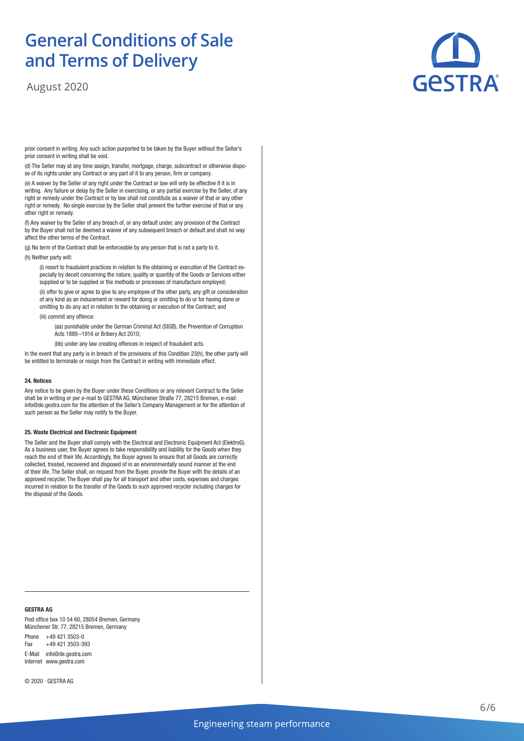prior consent in writing. Any such action purported to be taken by the Buyer without the Seller's prior consent in writing shall be void.

(d) The Seller may at any time assign, transfer, mortgage, charge, subcontract or otherwise dispose of its rights under any Contract or any part of it to any person, firm or company.

(e) A waiver by the Seller of any right under the Contract or law will only be effective if it is in writing. Any failure or delay by the Seller in exercising, or any partial exercise by the Seller, of any right or remedy under the Contract or by law shall not constitute as a waiver of that or any other right or remedy. No single exercise by the Seller shall prevent the further exercise of that or any other right or remedy.

(f) Any waiver by the Seller of any breach of, or any default under, any provision of the Contract by the Buyer shall not be deemed a waiver of any subsequent breach or default and shall no way affect the other terms of the Contract.

(g) No term of the Contract shall be enforceable by any person that is not a party to it.

(h) Neither party will:

(i) resort to fraudulent practices in relation to the obtaining or execution of the Contract especially by deceit concerning the nature, quality or quantity of the Goods or Services either supplied or to be supplied or the methods or processes of manufacture employed;

(ii) offer to give or agree to give to any employee of the other party, any gift or consideration of any kind as an inducement or reward for doing or omitting to do or for having done or omitting to do any act in relation to the obtaining or execution of the Contract; and

(iii) commit any offence:

(aa) punishable under the German Criminal Act (StGB), the Prevention of Corruption Acts 1889–1916 or Bribery Act 2010;

(bb) under any law creating offences in respect of fraudulent acts.

In the event that any party is in breach of the provisions of this Condition 23(h), the other party will be entitled to terminate or resign from the Contract in writing with immediate effect.

**24. Notices**

Any notice to be given by the Buyer under these Conditions or any relevant Contract to the Seller shall be in writing or per e-mail to GESTRA AG, Münchener Straße 77, 28215 Bremen, e-mail: info@de.gestra.com for the attention of the Seller's Company Management or for the attention of such person as the Seller may notify to the Buyer.

**25. Waste Electrical and Electronic Equipment**

The Seller and the Buyer shall comply with the Electrical and Electronic Equipment Act (ElektroG). As a business user, the Buyer agrees to take responsibility and liability for the Goods when they reach the end of their life. Accordingly, the Buyer agrees to ensure that all Goods are correctly collected, treated, recovered and disposed of in an environmentally sound manner at the end of their life. The Seller shall, on request from the Buyer, provide the Buyer with the details of an approved recycler. The Buyer shall pay for all transport and other costs, expenses and charges incurred in relation to the transfer of the Goods to such approved recycler including charges for the disposal of the Goods.

**GESTRA AG**

Post office box 10 54 60, 28054 Bremen, Germany
Münchener Str. 77, 28215 Bremen, Germany

Phone +49 421 3503-0
Fax +49 421 3503-393

E-Mail info@de.gestra.com
Internet www.gestra.com

© 2020 · GESTRA AG